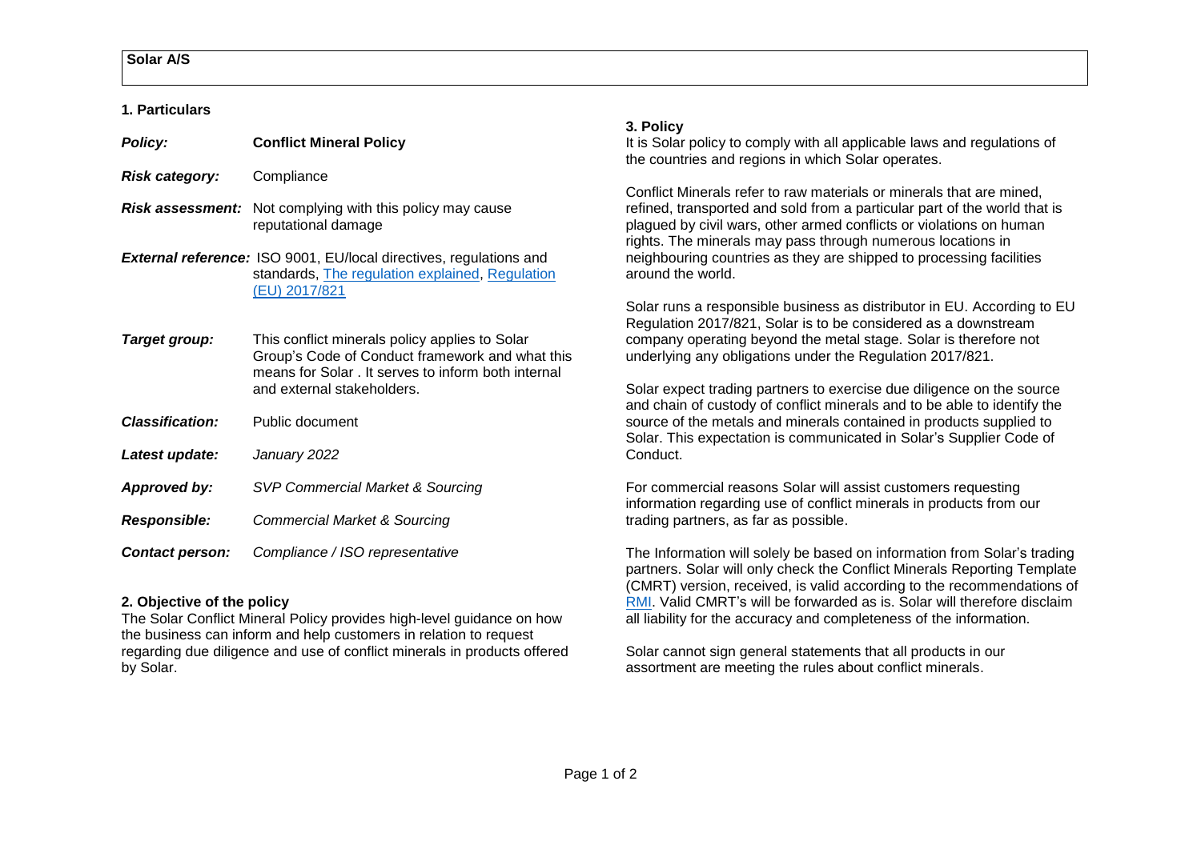**Solar A/S**

## 1. Particulars

| | |
|---|---|
| ***Policy:*** | **Conflict Mineral Policy** |
| ***Risk category:*** | Compliance |
| ***Risk assessment:*** | Not complying with this policy may cause reputational damage |
| ***External reference:*** | ISO 9001, EU/local directives, regulations and standards, [The regulation explained](), [Regulation (EU) 2017/821]() |
| ***Target group:*** | This conflict minerals policy applies to Solar Group's Code of Conduct framework and what this means for Solar . It serves to inform both internal and external stakeholders. |
| ***Classification:*** | Public document |
| ***Latest update:*** | *January 2022* |
| ***Approved by:*** | *SVP Commercial Market & Sourcing* |
| ***Responsible:*** | *Commercial Market & Sourcing* |
| ***Contact person:*** | *Compliance / ISO representative* |

## 2. Objective of the policy

The Solar Conflict Mineral Policy provides high-level guidance on how the business can inform and help customers in relation to request regarding due diligence and use of conflict minerals in products offered by Solar.

## 3. Policy

It is Solar policy to comply with all applicable laws and regulations of the countries and regions in which Solar operates.

Conflict Minerals refer to raw materials or minerals that are mined, refined, transported and sold from a particular part of the world that is plagued by civil wars, other armed conflicts or violations on human rights. The minerals may pass through numerous locations in neighbouring countries as they are shipped to processing facilities around the world.

Solar runs a responsible business as distributor in EU. According to EU Regulation 2017/821, Solar is to be considered as a downstream company operating beyond the metal stage. Solar is therefore not underlying any obligations under the Regulation 2017/821.

Solar expect trading partners to exercise due diligence on the source and chain of custody of conflict minerals and to be able to identify the source of the metals and minerals contained in products supplied to Solar. This expectation is communicated in Solar's Supplier Code of Conduct.

For commercial reasons Solar will assist customers requesting information regarding use of conflict minerals in products from our trading partners, as far as possible.

The Information will solely be based on information from Solar's trading partners. Solar will only check the Conflict Minerals Reporting Template (CMRT) version, received, is valid according to the recommendations of [RMI](). Valid CMRT's will be forwarded as is. Solar will therefore disclaim all liability for the accuracy and completeness of the information.

Solar cannot sign general statements that all products in our assortment are meeting the rules about conflict minerals.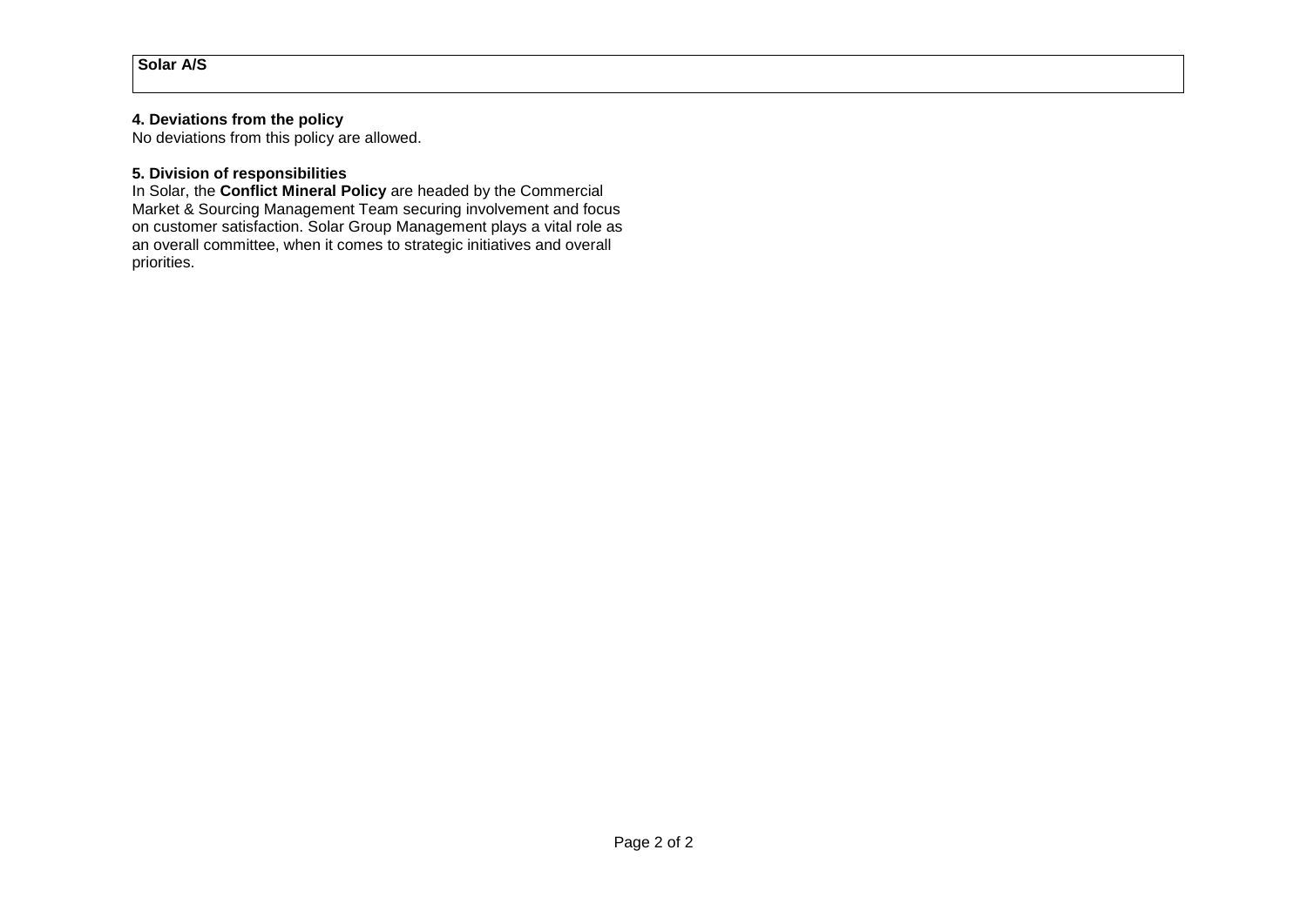**4. Deviations from the policy**

No deviations from this policy are allowed.

**5. Division of responsibilities**

In Solar, the **Conflict Mineral Policy** are headed by the Commercial Market & Sourcing Management Team securing involvement and focus on customer satisfaction. Solar Group Management plays a vital role as an overall committee, when it comes to strategic initiatives and overall priorities.